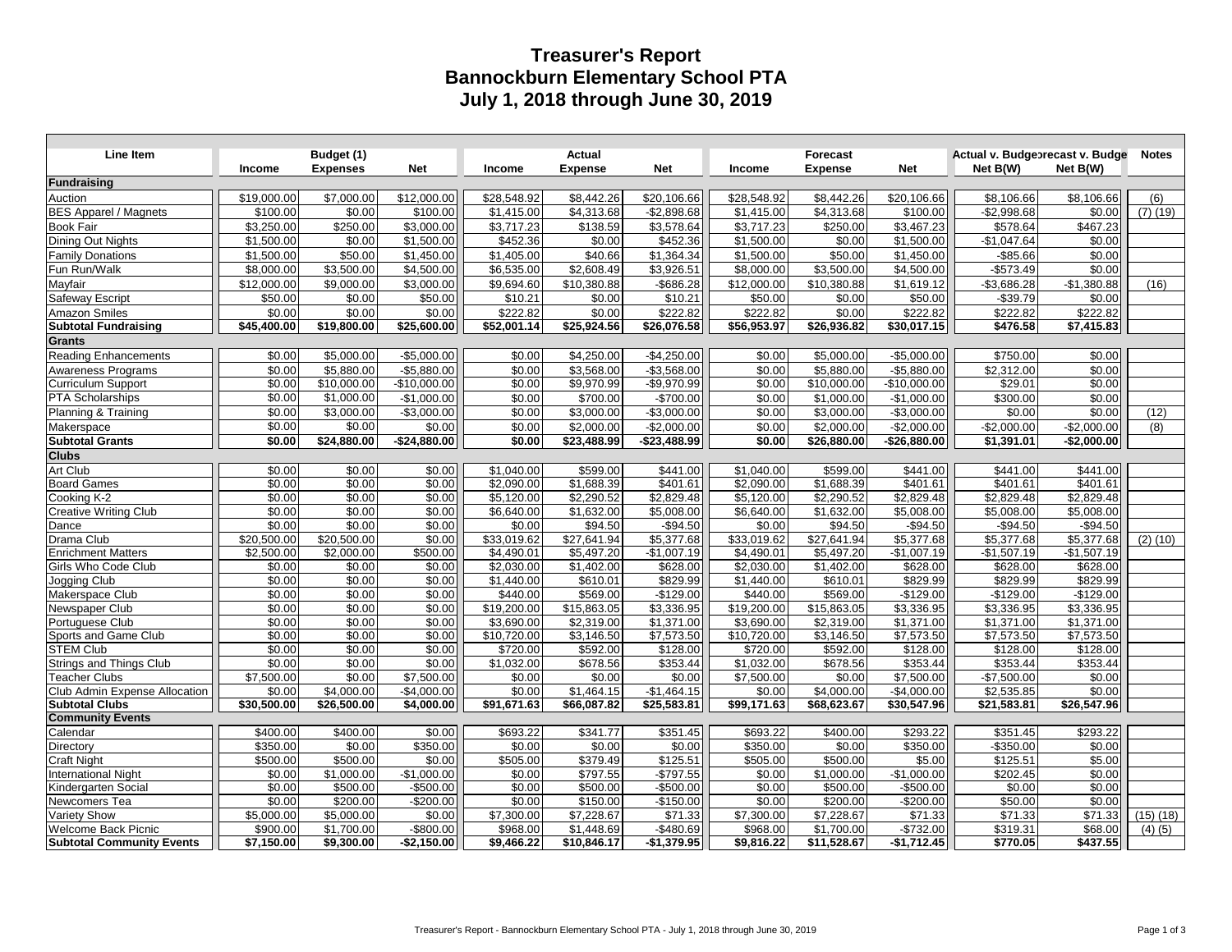# Treasurer's Report
# Bannockburn Elementary School PTA
# July 1, 2018 through June 30, 2019

| Line Item | Budget (1) Income | Budget (1) Expenses | Budget (1) Net | Actual Income | Actual Expense | Actual Net | Forecast Income | Forecast Expense | Forecast Net | Actual v. Budget Net B(W) | Forecast v. Budget Net B(W) | Notes |
|---|---|---|---|---|---|---|---|---|---|---|---|---|
| **Fundraising** | | | | | | | | | | | | |
| Auction | $19,000.00 | $7,000.00 | $12,000.00 | $28,548.92 | $8,442.26 | $20,106.66 | $28,548.92 | $8,442.26 | $20,106.66 | $8,106.66 | $8,106.66 | (6) |
| BES Apparel / Magnets | $100.00 | $0.00 | $100.00 | $1,415.00 | $4,313.68 | -$2,898.68 | $1,415.00 | $4,313.68 | $100.00 | -$2,998.68 | $0.00 | (7) (19) |
| Book Fair | $3,250.00 | $250.00 | $3,000.00 | $3,717.23 | $138.59 | $3,578.64 | $3,717.23 | $250.00 | $3,467.23 | $578.64 | $467.23 | |
| Dining Out Nights | $1,500.00 | $0.00 | $1,500.00 | $452.36 | $0.00 | $452.36 | $1,500.00 | $0.00 | $1,500.00 | -$1,047.64 | $0.00 | |
| Family Donations | $1,500.00 | $50.00 | $1,450.00 | $1,405.00 | $40.66 | $1,364.34 | $1,500.00 | $50.00 | $1,450.00 | -$85.66 | $0.00 | |
| Fun Run/Walk | $8,000.00 | $3,500.00 | $4,500.00 | $6,535.00 | $2,608.49 | $3,926.51 | $8,000.00 | $3,500.00 | $4,500.00 | -$573.49 | $0.00 | |
| Mayfair | $12,000.00 | $9,000.00 | $3,000.00 | $9,694.60 | $10,380.88 | -$686.28 | $12,000.00 | $10,380.88 | $1,619.12 | -$3,686.28 | -$1,380.88 | (16) |
| Safeway Escript | $50.00 | $0.00 | $50.00 | $10.21 | $0.00 | $10.21 | $50.00 | $0.00 | $50.00 | -$39.79 | $0.00 | |
| Amazon Smiles | $0.00 | $0.00 | $0.00 | $222.82 | $0.00 | $222.82 | $222.82 | $0.00 | $222.82 | $222.82 | $222.82 | |
| **Subtotal Fundraising** | **$45,400.00** | **$19,800.00** | **$25,600.00** | **$52,001.14** | **$25,924.56** | **$26,076.58** | **$56,953.97** | **$26,936.82** | **$30,017.15** | **$476.58** | **$7,415.83** | |
| **Grants** | | | | | | | | | | | | |
| Reading Enhancements | $0.00 | $5,000.00 | -$5,000.00 | $0.00 | $4,250.00 | -$4,250.00 | $0.00 | $5,000.00 | -$5,000.00 | $750.00 | $0.00 | |
| Awareness Programs | $0.00 | $5,880.00 | -$5,880.00 | $0.00 | $3,568.00 | -$3,568.00 | $0.00 | $5,880.00 | -$5,880.00 | $2,312.00 | $0.00 | |
| Curriculum Support | $0.00 | $10,000.00 | -$10,000.00 | $0.00 | $9,970.99 | -$9,970.99 | $0.00 | $10,000.00 | -$10,000.00 | $29.01 | $0.00 | |
| PTA Scholarships | $0.00 | $1,000.00 | -$1,000.00 | $0.00 | $700.00 | -$700.00 | $0.00 | $1,000.00 | -$1,000.00 | $300.00 | $0.00 | |
| Planning & Training | $0.00 | $3,000.00 | -$3,000.00 | $0.00 | $3,000.00 | -$3,000.00 | $0.00 | $3,000.00 | -$3,000.00 | $0.00 | $0.00 | (12) |
| Makerspace | $0.00 | $0.00 | $0.00 | $0.00 | $2,000.00 | -$2,000.00 | $0.00 | $2,000.00 | -$2,000.00 | -$2,000.00 | -$2,000.00 | (8) |
| **Subtotal Grants** | **$0.00** | **$24,880.00** | **-$24,880.00** | **$0.00** | **$23,488.99** | **-$23,488.99** | **$0.00** | **$26,880.00** | **-$26,880.00** | **$1,391.01** | **-$2,000.00** | |
| **Clubs** | | | | | | | | | | | | |
| Art Club | $0.00 | $0.00 | $0.00 | $1,040.00 | $599.00 | $441.00 | $1,040.00 | $599.00 | $441.00 | $441.00 | $441.00 | |
| Board Games | $0.00 | $0.00 | $0.00 | $2,090.00 | $1,688.39 | $401.61 | $2,090.00 | $1,688.39 | $401.61 | $401.61 | $401.61 | |
| Cooking K-2 | $0.00 | $0.00 | $0.00 | $5,120.00 | $2,290.52 | $2,829.48 | $5,120.00 | $2,290.52 | $2,829.48 | $2,829.48 | $2,829.48 | |
| Creative Writing Club | $0.00 | $0.00 | $0.00 | $6,640.00 | $1,632.00 | $5,008.00 | $6,640.00 | $1,632.00 | $5,008.00 | $5,008.00 | $5,008.00 | |
| Dance | $0.00 | $0.00 | $0.00 | $0.00 | $94.50 | -$94.50 | $0.00 | $94.50 | -$94.50 | -$94.50 | -$94.50 | |
| Drama Club | $20,500.00 | $20,500.00 | $0.00 | $33,019.62 | $27,641.94 | $5,377.68 | $33,019.62 | $27,641.94 | $5,377.68 | $5,377.68 | $5,377.68 | (2) (10) |
| Enrichment Matters | $2,500.00 | $2,000.00 | $500.00 | $4,490.01 | $5,497.20 | -$1,007.19 | $4,490.01 | $5,497.20 | -$1,007.19 | -$1,507.19 | -$1,507.19 | |
| Girls Who Code Club | $0.00 | $0.00 | $0.00 | $2,030.00 | $1,402.00 | $628.00 | $2,030.00 | $1,402.00 | $628.00 | $628.00 | $628.00 | |
| Jogging Club | $0.00 | $0.00 | $0.00 | $1,440.00 | $610.01 | $829.99 | $1,440.00 | $610.01 | $829.99 | $829.99 | $829.99 | |
| Makerspace Club | $0.00 | $0.00 | $0.00 | $440.00 | $569.00 | -$129.00 | $440.00 | $569.00 | -$129.00 | -$129.00 | -$129.00 | |
| Newspaper Club | $0.00 | $0.00 | $0.00 | $19,200.00 | $15,863.05 | $3,336.95 | $19,200.00 | $15,863.05 | $3,336.95 | $3,336.95 | $3,336.95 | |
| Portuguese Club | $0.00 | $0.00 | $0.00 | $3,690.00 | $2,319.00 | $1,371.00 | $3,690.00 | $2,319.00 | $1,371.00 | $1,371.00 | $1,371.00 | |
| Sports and Game Club | $0.00 | $0.00 | $0.00 | $10,720.00 | $3,146.50 | $7,573.50 | $10,720.00 | $3,146.50 | $7,573.50 | $7,573.50 | $7,573.50 | |
| STEM Club | $0.00 | $0.00 | $0.00 | $720.00 | $592.00 | $128.00 | $720.00 | $592.00 | $128.00 | $128.00 | $128.00 | |
| Strings and Things Club | $0.00 | $0.00 | $0.00 | $1,032.00 | $678.56 | $353.44 | $1,032.00 | $678.56 | $353.44 | $353.44 | $353.44 | |
| Teacher Clubs | $7,500.00 | $0.00 | $7,500.00 | $0.00 | $0.00 | $0.00 | $7,500.00 | $0.00 | $7,500.00 | -$7,500.00 | $0.00 | |
| Club Admin Expense Allocation | $0.00 | $4,000.00 | -$4,000.00 | $0.00 | $1,464.15 | -$1,464.15 | $0.00 | $4,000.00 | -$4,000.00 | $2,535.85 | $0.00 | |
| **Subtotal Clubs** | **$30,500.00** | **$26,500.00** | **$4,000.00** | **$91,671.63** | **$66,087.82** | **$25,583.81** | **$99,171.63** | **$68,623.67** | **$30,547.96** | **$21,583.81** | **$26,547.96** | |
| **Community Events** | | | | | | | | | | | | |
| Calendar | $400.00 | $400.00 | $0.00 | $693.22 | $341.77 | $351.45 | $693.22 | $400.00 | $293.22 | $351.45 | $293.22 | |
| Directory | $350.00 | $0.00 | $350.00 | $0.00 | $0.00 | $0.00 | $350.00 | $0.00 | $350.00 | -$350.00 | $0.00 | |
| Craft Night | $500.00 | $500.00 | $0.00 | $505.00 | $379.49 | $125.51 | $505.00 | $500.00 | $5.00 | $125.51 | $5.00 | |
| International Night | $0.00 | $1,000.00 | -$1,000.00 | $0.00 | $797.55 | -$797.55 | $0.00 | $1,000.00 | -$1,000.00 | $202.45 | $0.00 | |
| Kindergarten Social | $0.00 | $500.00 | -$500.00 | $0.00 | $500.00 | -$500.00 | $0.00 | $500.00 | -$500.00 | $0.00 | $0.00 | |
| Newcomers Tea | $0.00 | $200.00 | -$200.00 | $0.00 | $150.00 | -$150.00 | $0.00 | $200.00 | -$200.00 | $50.00 | $0.00 | |
| Variety Show | $5,000.00 | $5,000.00 | $0.00 | $7,300.00 | $7,228.67 | $71.33 | $7,300.00 | $7,228.67 | $71.33 | $71.33 | $71.33 | (15) (18) |
| Welcome Back Picnic | $900.00 | $1,700.00 | -$800.00 | $968.00 | $1,448.69 | -$480.69 | $968.00 | $1,700.00 | -$732.00 | $319.31 | $68.00 | (4) (5) |
| **Subtotal Community Events** | **$7,150.00** | **$9,300.00** | **-$2,150.00** | **$9,466.22** | **$10,846.17** | **-$1,379.95** | **$9,816.22** | **$11,528.67** | **-$1,712.45** | **$770.05** | **$437.55** | |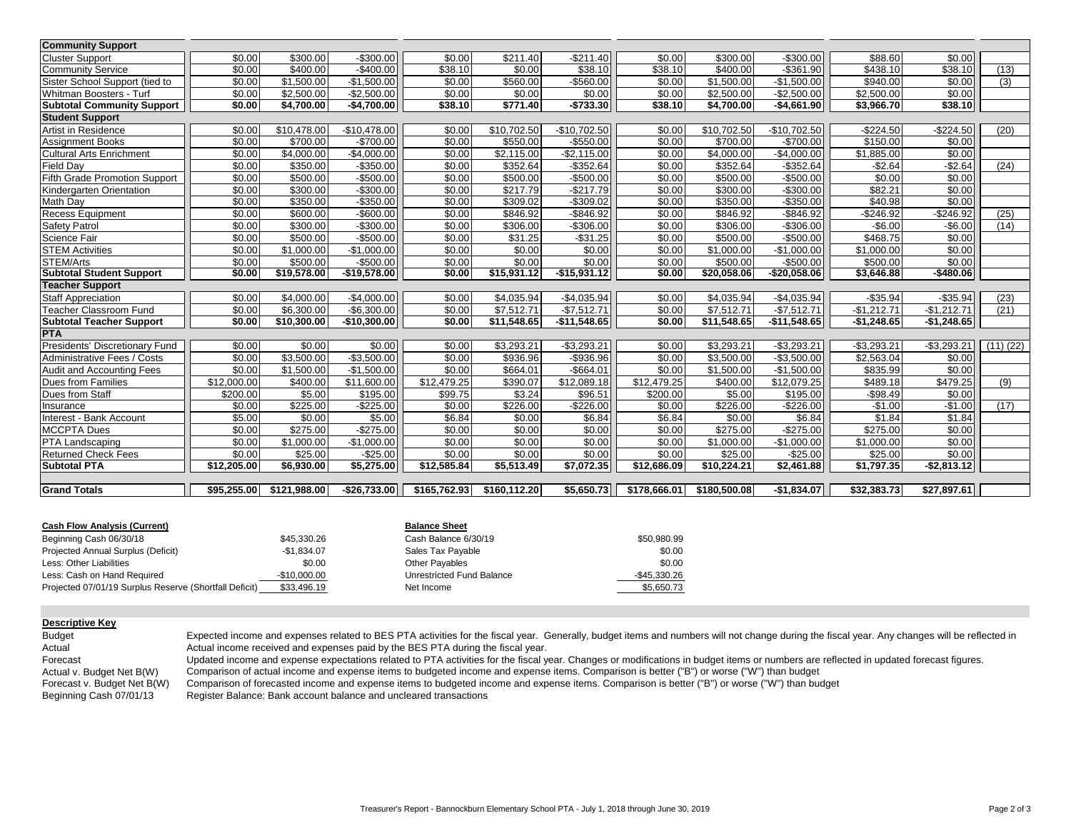| | | | | | | | | | | | | |
|---|---|---|---|---|---|---|---|---|---|---|---|---|
| **Community Support** | | | | | | | | | | | | |
| Cluster Support | $0.00 | $300.00 | -$300.00 | $0.00 | $211.40 | -$211.40 | $0.00 | $300.00 | -$300.00 | $88.60 | $0.00 | |
| Community Service | $0.00 | $400.00 | -$400.00 | $38.10 | $0.00 | $38.10 | $38.10 | $400.00 | -$361.90 | $438.10 | $38.10 | (13) |
| Sister School Support (tied to | $0.00 | $1,500.00 | -$1,500.00 | $0.00 | $560.00 | -$560.00 | $0.00 | $1,500.00 | -$1,500.00 | $940.00 | $0.00 | (3) |
| Whitman Boosters - Turf | $0.00 | $2,500.00 | -$2,500.00 | $0.00 | $0.00 | $0.00 | $0.00 | $2,500.00 | -$2,500.00 | $2,500.00 | $0.00 | |
| **Subtotal Community Support** | **$0.00** | **$4,700.00** | **-$4,700.00** | **$38.10** | **$771.40** | **-$733.30** | **$38.10** | **$4,700.00** | **-$4,661.90** | **$3,966.70** | **$38.10** | |
| **Student Support** | | | | | | | | | | | | |
| Artist in Residence | $0.00 | $10,478.00 | -$10,478.00 | $0.00 | $10,702.50 | -$10,702.50 | $0.00 | $10,702.50 | -$10,702.50 | -$224.50 | -$224.50 | (20) |
| Assignment Books | $0.00 | $700.00 | -$700.00 | $0.00 | $550.00 | -$550.00 | $0.00 | $700.00 | -$700.00 | $150.00 | $0.00 | |
| Cultural Arts Enrichment | $0.00 | $4,000.00 | -$4,000.00 | $0.00 | $2,115.00 | -$2,115.00 | $0.00 | $4,000.00 | -$4,000.00 | $1,885.00 | $0.00 | |
| Field Day | $0.00 | $350.00 | -$350.00 | $0.00 | $352.64 | -$352.64 | $0.00 | $352.64 | -$352.64 | -$2.64 | -$2.64 | (24) |
| Fifth Grade Promotion Support | $0.00 | $500.00 | -$500.00 | $0.00 | $500.00 | -$500.00 | $0.00 | $500.00 | -$500.00 | $0.00 | $0.00 | |
| Kindergarten Orientation | $0.00 | $300.00 | -$300.00 | $0.00 | $217.79 | -$217.79 | $0.00 | $300.00 | -$300.00 | $82.21 | $0.00 | |
| Math Day | $0.00 | $350.00 | -$350.00 | $0.00 | $309.02 | -$309.02 | $0.00 | $350.00 | -$350.00 | $40.98 | $0.00 | |
| Recess Equipment | $0.00 | $600.00 | -$600.00 | $0.00 | $846.92 | -$846.92 | $0.00 | $846.92 | -$846.92 | -$246.92 | -$246.92 | (25) |
| Safety Patrol | $0.00 | $300.00 | -$300.00 | $0.00 | $306.00 | -$306.00 | $0.00 | $306.00 | -$306.00 | -$6.00 | -$6.00 | (14) |
| Science Fair | $0.00 | $500.00 | -$500.00 | $0.00 | $31.25 | -$31.25 | $0.00 | $500.00 | -$500.00 | $468.75 | $0.00 | |
| STEM Activities | $0.00 | $1,000.00 | -$1,000.00 | $0.00 | $0.00 | $0.00 | $0.00 | $1,000.00 | -$1,000.00 | $1,000.00 | $0.00 | |
| STEM/Arts | $0.00 | $500.00 | -$500.00 | $0.00 | $0.00 | $0.00 | $0.00 | $500.00 | -$500.00 | $500.00 | $0.00 | |
| **Subtotal Student Support** | **$0.00** | **$19,578.00** | **-$19,578.00** | **$0.00** | **$15,931.12** | **-$15,931.12** | **$0.00** | **$20,058.06** | **-$20,058.06** | **$3,646.88** | **-$480.06** | |
| **Teacher Support** | | | | | | | | | | | | |
| Staff Appreciation | $0.00 | $4,000.00 | -$4,000.00 | $0.00 | $4,035.94 | -$4,035.94 | $0.00 | $4,035.94 | -$4,035.94 | -$35.94 | -$35.94 | (23) |
| Teacher Classroom Fund | $0.00 | $6,300.00 | -$6,300.00 | $0.00 | $7,512.71 | -$7,512.71 | $0.00 | $7,512.71 | -$7,512.71 | -$1,212.71 | -$1,212.71 | (21) |
| **Subtotal Teacher Support** | **$0.00** | **$10,300.00** | **-$10,300.00** | **$0.00** | **$11,548.65** | **-$11,548.65** | **$0.00** | **$11,548.65** | **-$11,548.65** | **-$1,248.65** | **-$1,248.65** | |
| **PTA** | | | | | | | | | | | | |
| Presidents' Discretionary Fund | $0.00 | $0.00 | $0.00 | $0.00 | $3,293.21 | -$3,293.21 | $0.00 | $3,293.21 | -$3,293.21 | -$3,293.21 | -$3,293.21 | (11) (22) |
| Administrative Fees / Costs | $0.00 | $3,500.00 | -$3,500.00 | $0.00 | $936.96 | -$936.96 | $0.00 | $3,500.00 | -$3,500.00 | $2,563.04 | $0.00 | |
| Audit and Accounting Fees | $0.00 | $1,500.00 | -$1,500.00 | $0.00 | $664.01 | -$664.01 | $0.00 | $1,500.00 | -$1,500.00 | $835.99 | $0.00 | |
| Dues from Families | $12,000.00 | $400.00 | $11,600.00 | $12,479.25 | $390.07 | $12,089.18 | $12,479.25 | $400.00 | $12,079.25 | $489.18 | $479.25 | (9) |
| Dues from Staff | $200.00 | $5.00 | $195.00 | $99.75 | $3.24 | $96.51 | $200.00 | $5.00 | $195.00 | -$98.49 | $0.00 | |
| Insurance | $0.00 | $225.00 | -$225.00 | $0.00 | $226.00 | -$226.00 | $0.00 | $226.00 | -$226.00 | -$1.00 | -$1.00 | (17) |
| Interest - Bank Account | $5.00 | $0.00 | $5.00 | $6.84 | $0.00 | $6.84 | $6.84 | $0.00 | $6.84 | $1.84 | $1.84 | |
| MCCPTA Dues | $0.00 | $275.00 | -$275.00 | $0.00 | $0.00 | $0.00 | $0.00 | $275.00 | -$275.00 | $275.00 | $0.00 | |
| PTA Landscaping | $0.00 | $1,000.00 | -$1,000.00 | $0.00 | $0.00 | $0.00 | $0.00 | $1,000.00 | -$1,000.00 | $1,000.00 | $0.00 | |
| Returned Check Fees | $0.00 | $25.00 | -$25.00 | $0.00 | $0.00 | $0.00 | $0.00 | $25.00 | -$25.00 | $25.00 | $0.00 | |
| **Subtotal PTA** | **$12,205.00** | **$6,930.00** | **$5,275.00** | **$12,585.84** | **$5,513.49** | **$7,072.35** | **$12,686.09** | **$10,224.21** | **$2,461.88** | **$1,797.35** | **-$2,813.12** | |
| | | | | | | | | | | | | |
| **Grand Totals** | **$95,255.00** | **$121,988.00** | **-$26,733.00** | **$165,762.93** | **$160,112.20** | **$5,650.73** | **$178,666.01** | **$180,500.08** | **-$1,834.07** | **$32,383.73** | **$27,897.61** | |

| **Cash Flow Analysis (Current)** | |
|---|---|
| Beginning Cash 06/30/18 | $45,330.26 |
| Projected Annual Surplus (Deficit) | -$1,834.07 |
| Less: Other Liabilities | $0.00 |
| Less: Cash on Hand Required | -$10,000.00 |
| Projected 07/01/19 Surplus Reserve (Shortfall Deficit) | $33,496.19 |

| **Balance Sheet** | |
|---|---|
| Cash Balance 6/30/19 | $50,980.99 |
| Sales Tax Payable | $0.00 |
| Other Payables | $0.00 |
| Unrestricted Fund Balance | -$45,330.26 |
| Net Income | $5,650.73 |

**Descriptive Key**

| | |
|---|---|
| Budget | Expected income and expenses related to BES PTA activities for the fiscal year. Generally, budget items and numbers will not change during the fiscal year. Any changes will be reflected in |
| Actual | Actual income received and expenses paid by the BES PTA during the fiscal year. |
| Forecast | Updated income and expense expectations related to PTA activities for the fiscal year. Changes or modifications in budget items or numbers are reflected in updated forecast figures. |
| Actual v. Budget Net B(W) | Comparison of actual income and expense items to budgeted income and expense items. Comparison is better ("B") or worse ("W") than budget |
| Forecast v. Budget Net B(W) | Comparison of forecasted income and expense items to budgeted income and expense items. Comparison is better ("B") or worse ("W") than budget |
| Beginning Cash 07/01/13 | Register Balance: Bank account balance and uncleared transactions |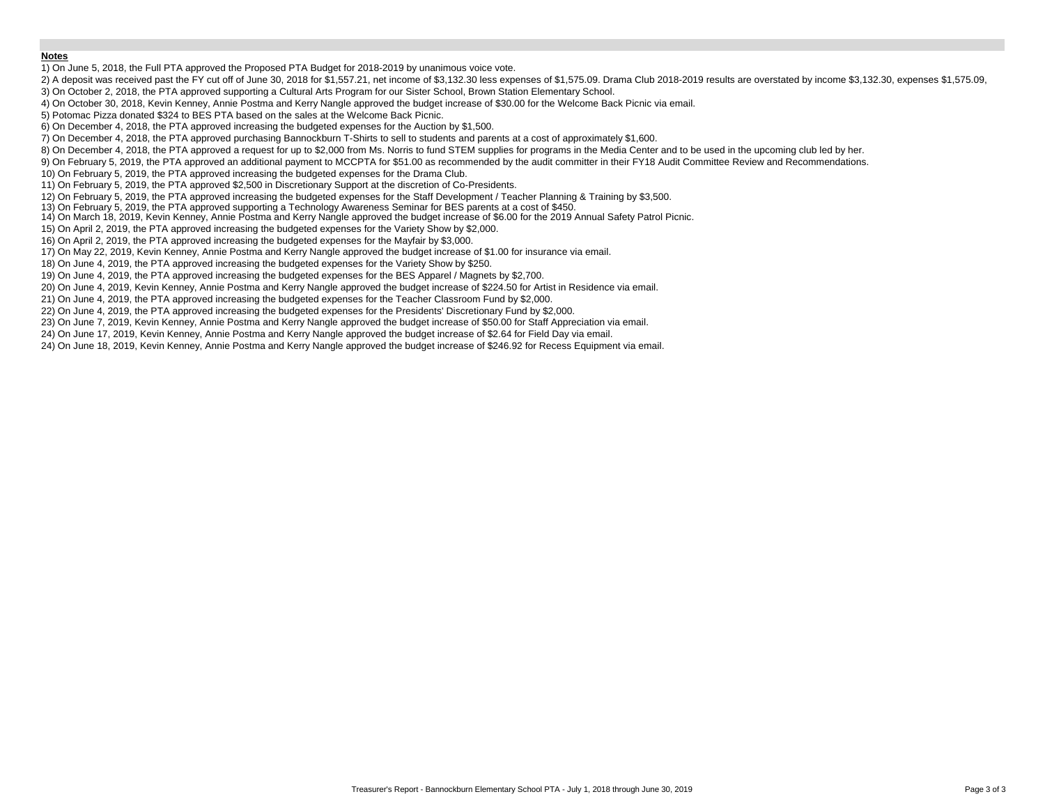**Notes**

1) On June 5, 2018, the Full PTA approved the Proposed PTA Budget for 2018-2019 by unanimous voice vote.

2) A deposit was received past the FY cut off of June 30, 2018 for $1,557.21, net income of $3,132.30 less expenses of $1,575.09. Drama Club 2018-2019 results are overstated by income $3,132.30, expenses $1,575.09,

3) On October 2, 2018, the PTA approved supporting a Cultural Arts Program for our Sister School, Brown Station Elementary School.

4) On October 30, 2018, Kevin Kenney, Annie Postma and Kerry Nangle approved the budget increase of $30.00 for the Welcome Back Picnic via email.

5) Potomac Pizza donated $324 to BES PTA based on the sales at the Welcome Back Picnic.

6) On December 4, 2018, the PTA approved increasing the budgeted expenses for the Auction by $1,500.

7) On December 4, 2018, the PTA approved purchasing Bannockburn T-Shirts to sell to students and parents at a cost of approximately $1,600.

8) On December 4, 2018, the PTA approved a request for up to $2,000 from Ms. Norris to fund STEM supplies for programs in the Media Center and to be used in the upcoming club led by her.

9) On February 5, 2019, the PTA approved an additional payment to MCCPTA for $51.00 as recommended by the audit committer in their FY18 Audit Committee Review and Recommendations.

10) On February 5, 2019, the PTA approved increasing the budgeted expenses for the Drama Club.

11) On February 5, 2019, the PTA approved $2,500 in Discretionary Support at the discretion of Co-Presidents.

12) On February 5, 2019, the PTA approved increasing the budgeted expenses for the Staff Development / Teacher Planning & Training by $3,500.

13) On February 5, 2019, the PTA approved supporting a Technology Awareness Seminar for BES parents at a cost of $450.

14) On March 18, 2019, Kevin Kenney, Annie Postma and Kerry Nangle approved the budget increase of $6.00 for the 2019 Annual Safety Patrol Picnic.

15) On April 2, 2019, the PTA approved increasing the budgeted expenses for the Variety Show by $2,000.

16) On April 2, 2019, the PTA approved increasing the budgeted expenses for the Mayfair by $3,000.

17) On May 22, 2019, Kevin Kenney, Annie Postma and Kerry Nangle approved the budget increase of $1.00 for insurance via email.

18) On June 4, 2019, the PTA approved increasing the budgeted expenses for the Variety Show by $250.

19) On June 4, 2019, the PTA approved increasing the budgeted expenses for the BES Apparel / Magnets by $2,700.

20) On June 4, 2019, Kevin Kenney, Annie Postma and Kerry Nangle approved the budget increase of $224.50 for Artist in Residence via email.

21) On June 4, 2019, the PTA approved increasing the budgeted expenses for the Teacher Classroom Fund by $2,000.

22) On June 4, 2019, the PTA approved increasing the budgeted expenses for the Presidents' Discretionary Fund by $2,000.

23) On June 7, 2019, Kevin Kenney, Annie Postma and Kerry Nangle approved the budget increase of $50.00 for Staff Appreciation via email.

24) On June 17, 2019, Kevin Kenney, Annie Postma and Kerry Nangle approved the budget increase of $2.64 for Field Day via email.

24) On June 18, 2019, Kevin Kenney, Annie Postma and Kerry Nangle approved the budget increase of $246.92 for Recess Equipment via email.